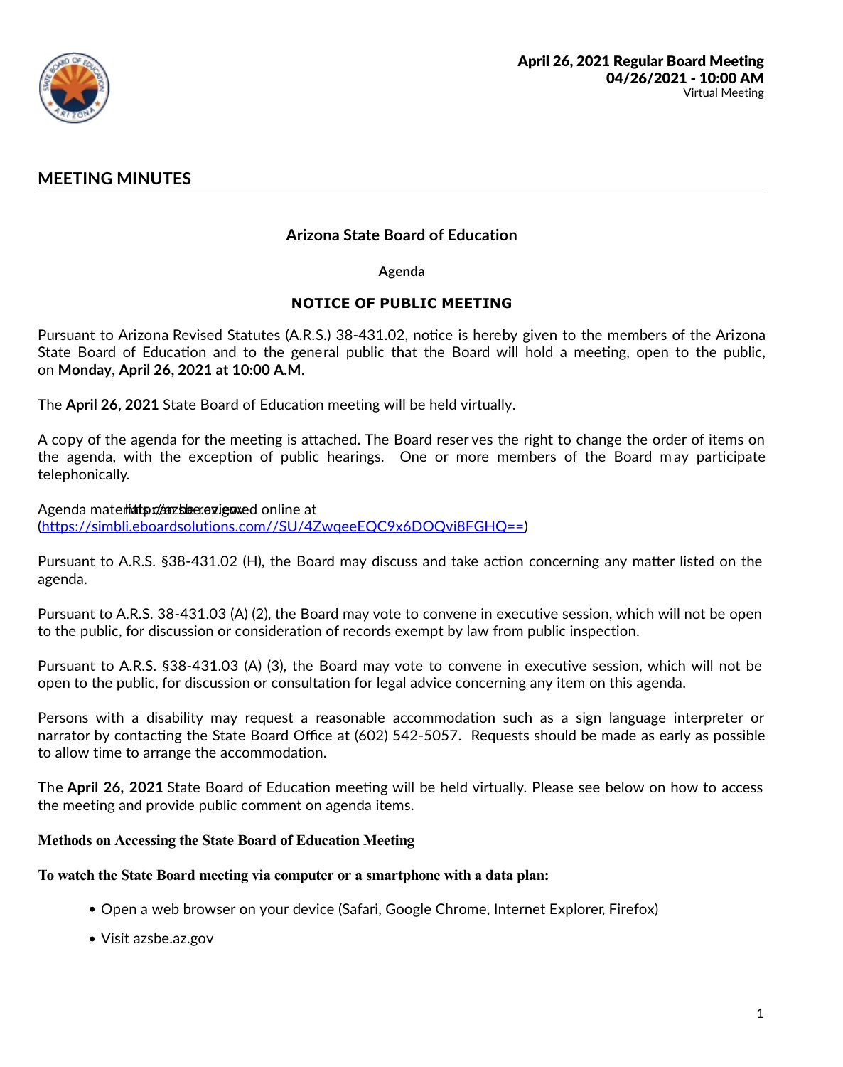April 26, 2021 Regular Board Meeting
04/26/2021 - 10:00 AM
Virtual Meeting

## MEETING MINUTES

### Arizona State Board of Education

**Agenda**

**NOTICE OF PUBLIC MEETING**

Pursuant to Arizona Revised Statutes (A.R.S.) 38-431.02, notice is hereby given to the members of the Arizona State Board of Education and to the general public that the Board will hold a meeting, open to the public, on **Monday, April 26, 2021 at 10:00 A.M**.

The **April 26, 2021** State Board of Education meeting will be held virtually.

A copy of the agenda for the meeting is attached. The Board reserves the right to change the order of items on the agenda, with the exception of public hearings. One or more members of the Board may participate telephonically.

Agenda materials can be reviewed online at https://azsbe.az.gov (https://simbli.eboardsolutions.com//SU/4ZwqeeEQC9x6DOQvi8FGHQ==)

Pursuant to A.R.S. §38-431.02 (H), the Board may discuss and take action concerning any matter listed on the agenda.

Pursuant to A.R.S. 38-431.03 (A) (2), the Board may vote to convene in executive session, which will not be open to the public, for discussion or consideration of records exempt by law from public inspection.

Pursuant to A.R.S. §38-431.03 (A) (3), the Board may vote to convene in executive session, which will not be open to the public, for discussion or consultation for legal advice concerning any item on this agenda.

Persons with a disability may request a reasonable accommodation such as a sign language interpreter or narrator by contacting the State Board Office at (602) 542-5057. Requests should be made as early as possible to allow time to arrange the accommodation.

The **April 26, 2021** State Board of Education meeting will be held virtually. Please see below on how to access the meeting and provide public comment on agenda items.

**Methods on Accessing the State Board of Education Meeting**

**To watch the State Board meeting via computer or a smartphone with a data plan:**

- Open a web browser on your device (Safari, Google Chrome, Internet Explorer, Firefox)
- Visit azsbe.az.gov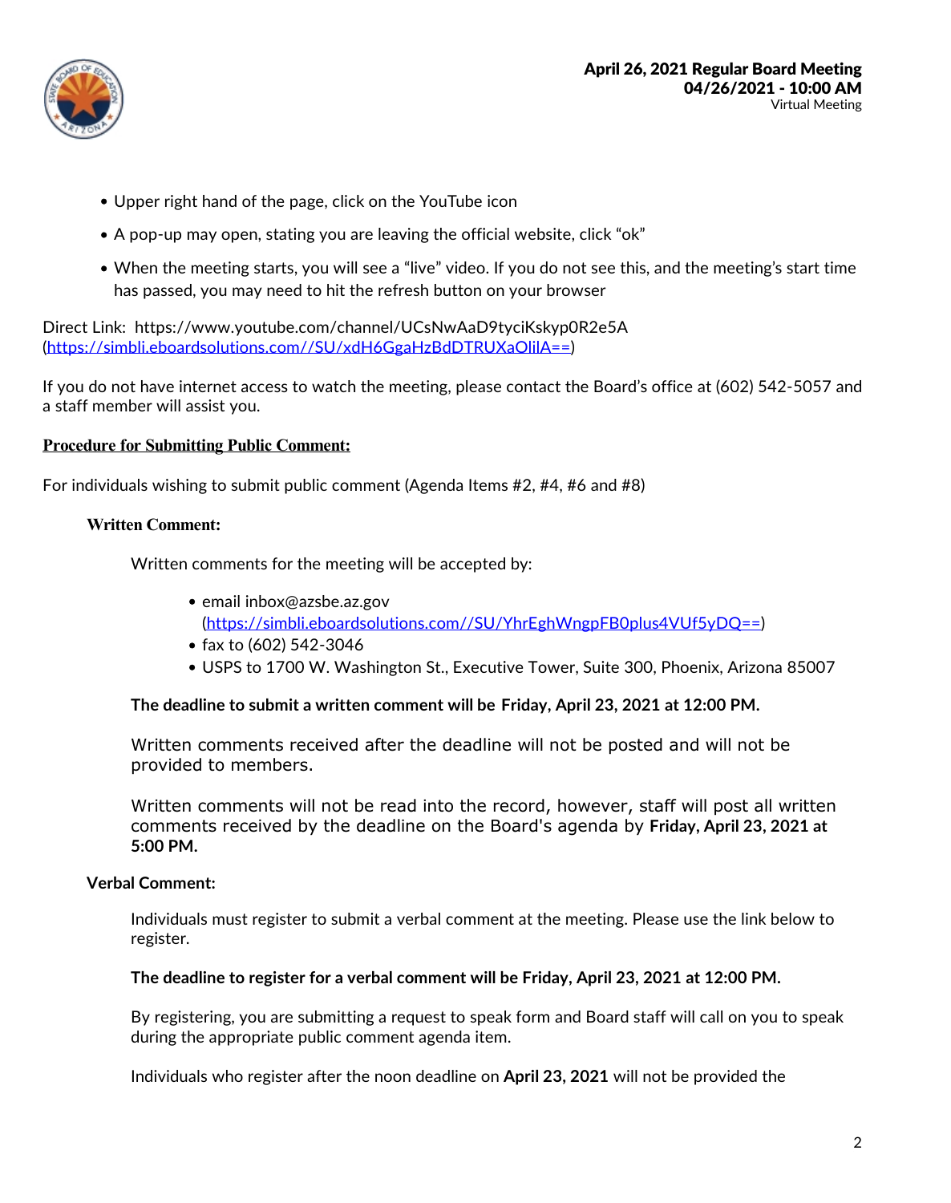- Upper right hand of the page, click on the YouTube icon
- A pop-up may open, stating you are leaving the official website, click "ok"
- When the meeting starts, you will see a "live" video. If you do not see this, and the meeting's start time has passed, you may need to hit the refresh button on your browser

Direct Link: https://www.youtube.com/channel/UCsNwAaD9tyciKskyp0R2e5A (https://simbli.eboardsolutions.com//SU/xdH6GgaHzBdDTRUXaOlilA==)

If you do not have internet access to watch the meeting, please contact the Board's office at (602) 542-5057 and a staff member will assist you.

**Procedure for Submitting Public Comment:**

For individuals wishing to submit public comment (Agenda Items #2, #4, #6 and #8)

**Written Comment:**

Written comments for the meeting will be accepted by:

- email inbox@azsbe.az.gov (https://simbli.eboardsolutions.com//SU/YhrEghWngpFB0plus4VUf5yDQ==)
- fax to (602) 542-3046
- USPS to 1700 W. Washington St., Executive Tower, Suite 300, Phoenix, Arizona 85007

**The deadline to submit a written comment will be Friday, April 23, 2021 at 12:00 PM.**

Written comments received after the deadline will not be posted and will not be provided to members.

Written comments will not be read into the record, however, staff will post all written comments received by the deadline on the Board's agenda by **Friday, April 23, 2021 at 5:00 PM.**

**Verbal Comment:**

Individuals must register to submit a verbal comment at the meeting. Please use the link below to register.

**The deadline to register for a verbal comment will be Friday, April 23, 2021 at 12:00 PM.**

By registering, you are submitting a request to speak form and Board staff will call on you to speak during the appropriate public comment agenda item.

Individuals who register after the noon deadline on **April 23, 2021** will not be provided the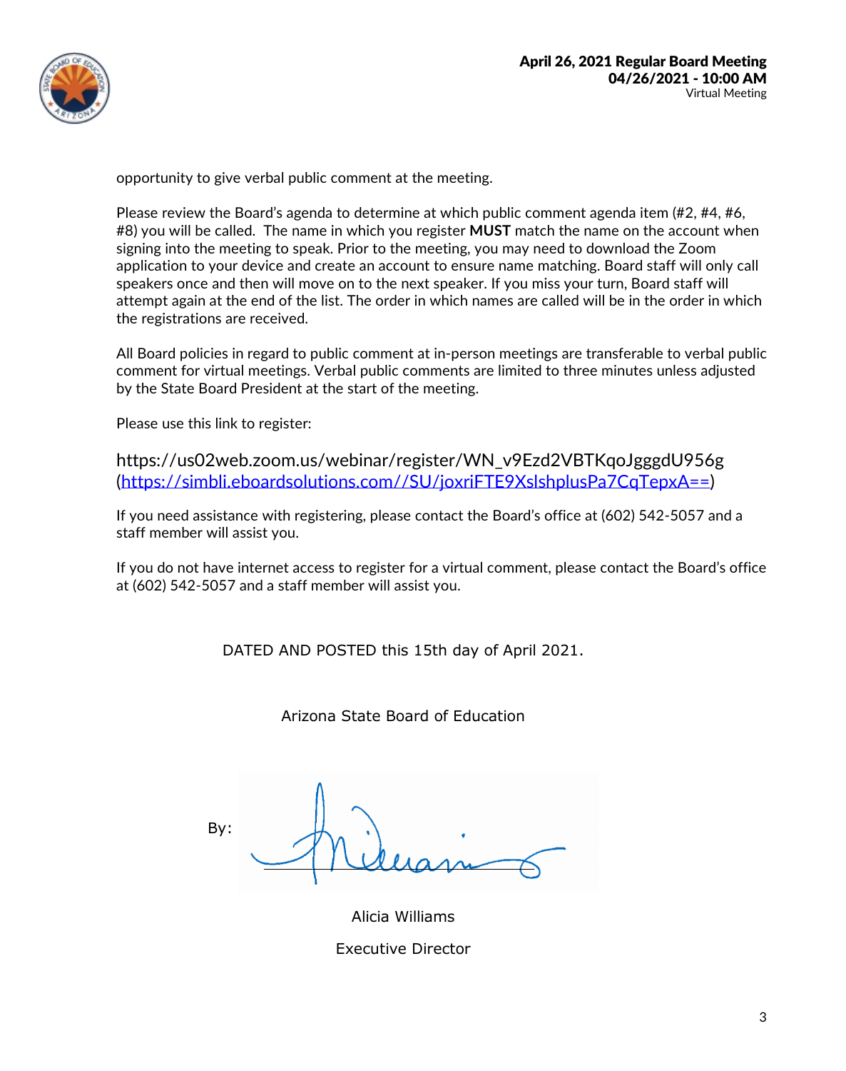opportunity to give verbal public comment at the meeting.

Please review the Board's agenda to determine at which public comment agenda item (#2, #4, #6, #8) you will be called. The name in which you register **MUST** match the name on the account when signing into the meeting to speak. Prior to the meeting, you may need to download the Zoom application to your device and create an account to ensure name matching. Board staff will only call speakers once and then will move on to the next speaker. If you miss your turn, Board staff will attempt again at the end of the list. The order in which names are called will be in the order in which the registrations are received.

All Board policies in regard to public comment at in-person meetings are transferable to verbal public comment for virtual meetings. Verbal public comments are limited to three minutes unless adjusted by the State Board President at the start of the meeting.

Please use this link to register:

https://us02web.zoom.us/webinar/register/WN_v9Ezd2VBTKqoJgggdU956g (https://simbli.eboardsolutions.com//SU/joxriFTE9XslshplusPa7CqTepxA==)

If you need assistance with registering, please contact the Board's office at (602) 542-5057 and a staff member will assist you.

If you do not have internet access to register for a virtual comment, please contact the Board's office at (602) 542-5057 and a staff member will assist you.

DATED AND POSTED this 15th day of April 2021.

Arizona State Board of Education

By:

Alicia Williams

Executive Director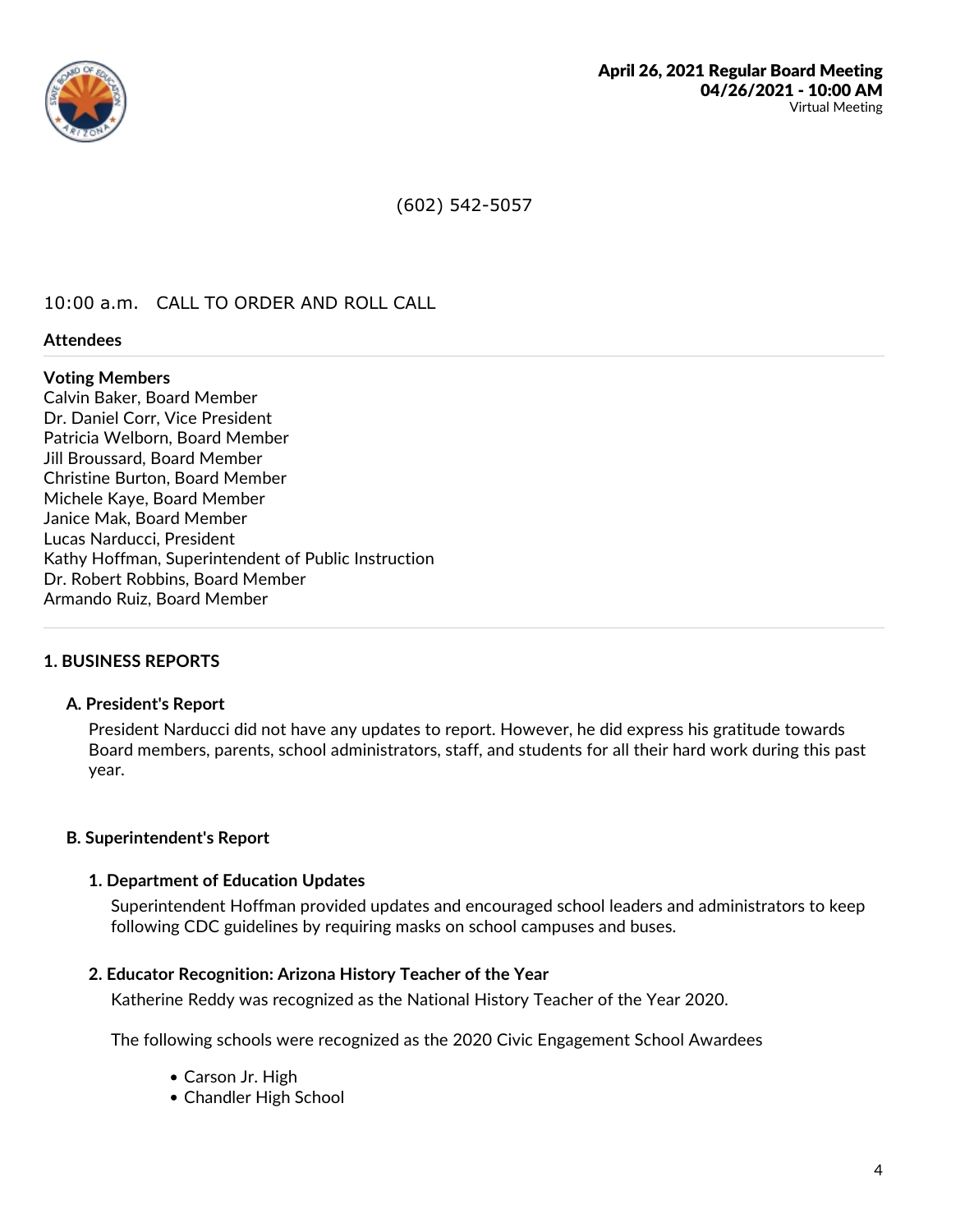**April 26, 2021 Regular Board Meeting**
**04/26/2021 - 10:00 AM**
Virtual Meeting

(602) 542-5057

10:00 a.m. CALL TO ORDER AND ROLL CALL

**Attendees**

**Voting Members**
Calvin Baker, Board Member
Dr. Daniel Corr, Vice President
Patricia Welborn, Board Member
Jill Broussard, Board Member
Christine Burton, Board Member
Michele Kaye, Board Member
Janice Mak, Board Member
Lucas Narducci, President
Kathy Hoffman, Superintendent of Public Instruction
Dr. Robert Robbins, Board Member
Armando Ruiz, Board Member

## 1. BUSINESS REPORTS

### A. President's Report

President Narducci did not have any updates to report. However, he did express his gratitude towards Board members, parents, school administrators, staff, and students for all their hard work during this past year.

### B. Superintendent's Report

#### 1. Department of Education Updates

Superintendent Hoffman provided updates and encouraged school leaders and administrators to keep following CDC guidelines by requiring masks on school campuses and buses.

#### 2. Educator Recognition: Arizona History Teacher of the Year

Katherine Reddy was recognized as the National History Teacher of the Year 2020.

The following schools were recognized as the 2020 Civic Engagement School Awardees

- Carson Jr. High
- Chandler High School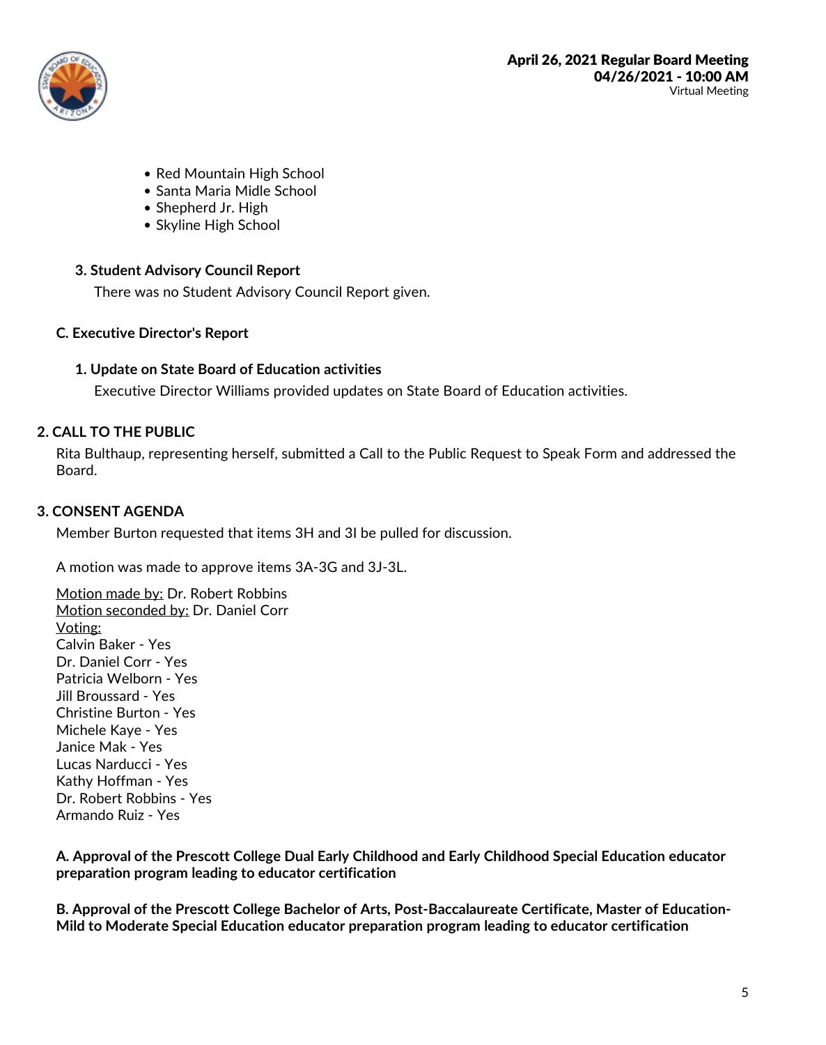- Red Mountain High School
- Santa Maria Midle School
- Shepherd Jr. High
- Skyline High School

### 3. Student Advisory Council Report

There was no Student Advisory Council Report given.

## C. Executive Director's Report

### 1. Update on State Board of Education activities

Executive Director Williams provided updates on State Board of Education activities.

## 2. CALL TO THE PUBLIC

Rita Bulthaup, representing herself, submitted a Call to the Public Request to Speak Form and addressed the Board.

## 3. CONSENT AGENDA

Member Burton requested that items 3H and 3I be pulled for discussion.

A motion was made to approve items 3A-3G and 3J-3L.

Motion made by: Dr. Robert Robbins
Motion seconded by: Dr. Daniel Corr
Voting:
Calvin Baker - Yes
Dr. Daniel Corr - Yes
Patricia Welborn - Yes
Jill Broussard - Yes
Christine Burton - Yes
Michele Kaye - Yes
Janice Mak - Yes
Lucas Narducci - Yes
Kathy Hoffman - Yes
Dr. Robert Robbins - Yes
Armando Ruiz - Yes

**A. Approval of the Prescott College Dual Early Childhood and Early Childhood Special Education educator preparation program leading to educator certification**

**B. Approval of the Prescott College Bachelor of Arts, Post-Baccalaureate Certificate, Master of Education-Mild to Moderate Special Education educator preparation program leading to educator certification**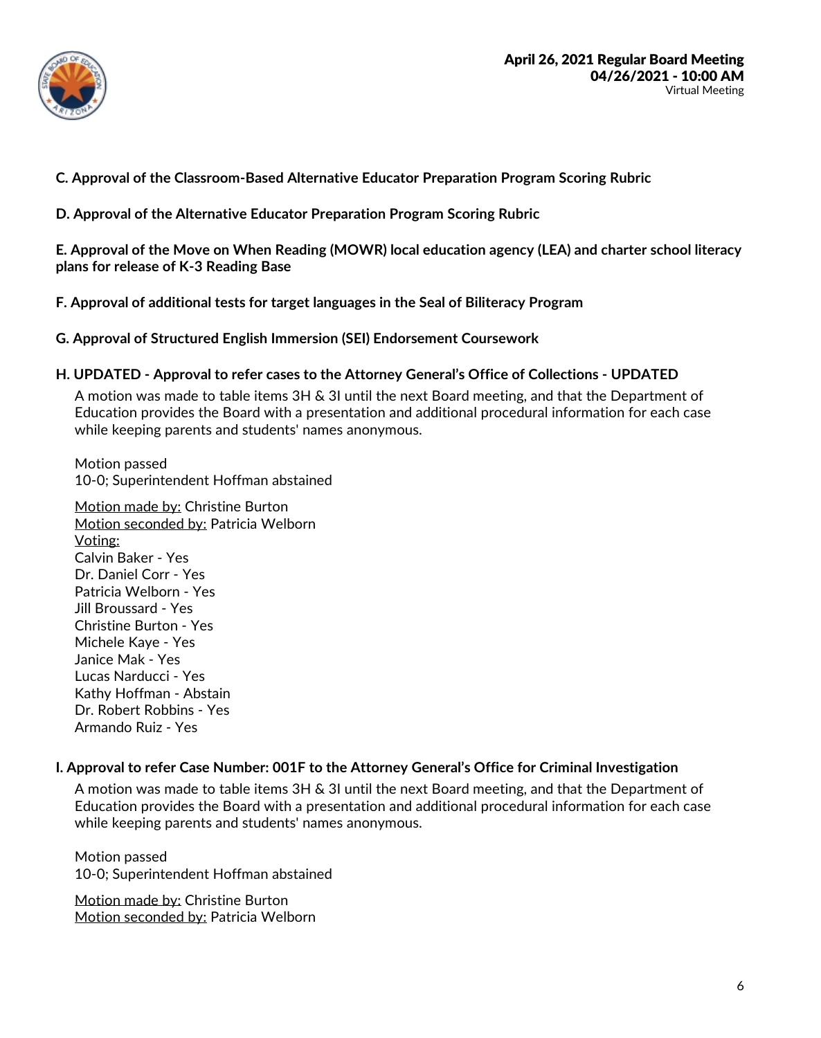**C. Approval of the Classroom-Based Alternative Educator Preparation Program Scoring Rubric**

**D. Approval of the Alternative Educator Preparation Program Scoring Rubric**

**E. Approval of the Move on When Reading (MOWR) local education agency (LEA) and charter school literacy plans for release of K-3 Reading Base**

**F. Approval of additional tests for target languages in the Seal of Biliteracy Program**

**G. Approval of Structured English Immersion (SEI) Endorsement Coursework**

**H. UPDATED - Approval to refer cases to the Attorney General's Office of Collections - UPDATED**

A motion was made to table items 3H & 3I until the next Board meeting, and that the Department of Education provides the Board with a presentation and additional procedural information for each case while keeping parents and students' names anonymous.

Motion passed
10-0; Superintendent Hoffman abstained

Motion made by: Christine Burton
Motion seconded by: Patricia Welborn
Voting:
Calvin Baker - Yes
Dr. Daniel Corr - Yes
Patricia Welborn - Yes
Jill Broussard - Yes
Christine Burton - Yes
Michele Kaye - Yes
Janice Mak - Yes
Lucas Narducci - Yes
Kathy Hoffman - Abstain
Dr. Robert Robbins - Yes
Armando Ruiz - Yes

**I. Approval to refer Case Number: 001F to the Attorney General's Office for Criminal Investigation**

A motion was made to table items 3H & 3I until the next Board meeting, and that the Department of Education provides the Board with a presentation and additional procedural information for each case while keeping parents and students' names anonymous.

Motion passed
10-0; Superintendent Hoffman abstained

Motion made by: Christine Burton
Motion seconded by: Patricia Welborn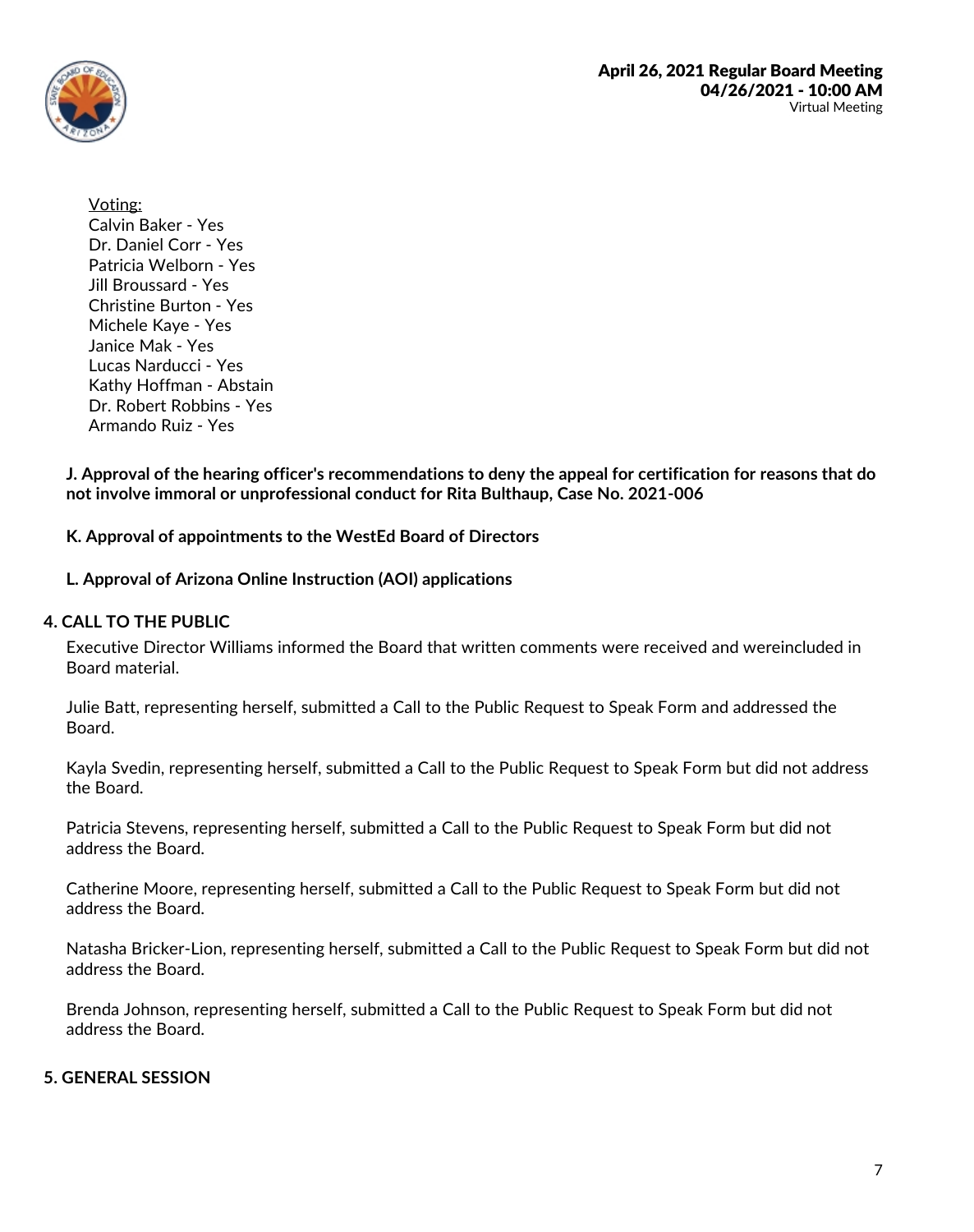Voting:
Calvin Baker - Yes
Dr. Daniel Corr - Yes
Patricia Welborn - Yes
Jill Broussard - Yes
Christine Burton - Yes
Michele Kaye - Yes
Janice Mak - Yes
Lucas Narducci - Yes
Kathy Hoffman - Abstain
Dr. Robert Robbins - Yes
Armando Ruiz - Yes

**J. Approval of the hearing officer's recommendations to deny the appeal for certification for reasons that do not involve immoral or unprofessional conduct for Rita Bulthaup, Case No. 2021-006**

**K. Approval of appointments to the WestEd Board of Directors**

**L. Approval of Arizona Online Instruction (AOI) applications**

## 4. CALL TO THE PUBLIC

Executive Director Williams informed the Board that written comments were received and wereincluded in Board material.

Julie Batt, representing herself, submitted a Call to the Public Request to Speak Form and addressed the Board.

Kayla Svedin, representing herself, submitted a Call to the Public Request to Speak Form but did not address the Board.

Patricia Stevens, representing herself, submitted a Call to the Public Request to Speak Form but did not address the Board.

Catherine Moore, representing herself, submitted a Call to the Public Request to Speak Form but did not address the Board.

Natasha Bricker-Lion, representing herself, submitted a Call to the Public Request to Speak Form but did not address the Board.

Brenda Johnson, representing herself, submitted a Call to the Public Request to Speak Form but did not address the Board.

## 5. GENERAL SESSION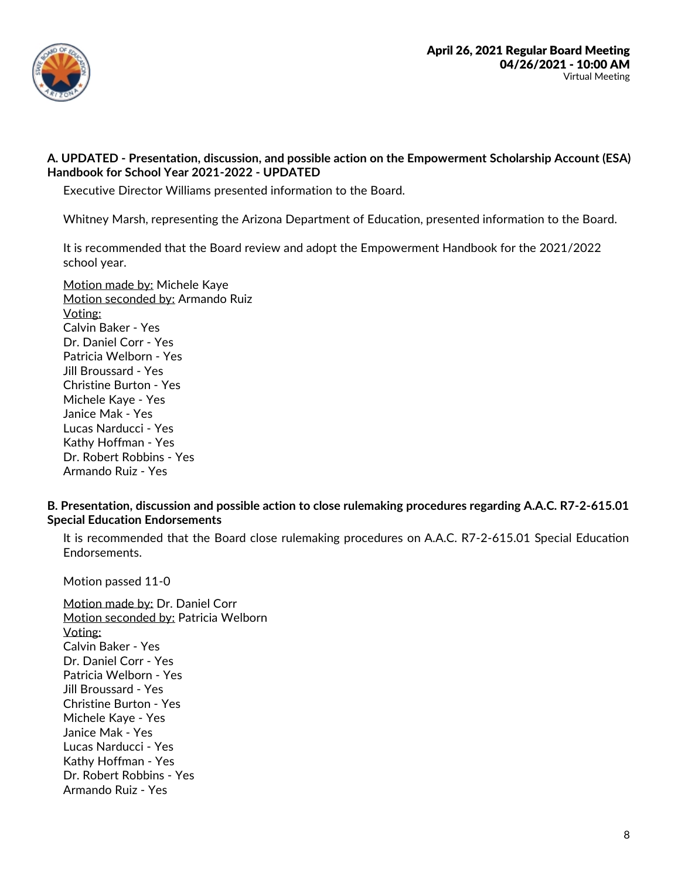**A. UPDATED - Presentation, discussion, and possible action on the Empowerment Scholarship Account (ESA) Handbook for School Year 2021-2022 - UPDATED**

Executive Director Williams presented information to the Board.

Whitney Marsh, representing the Arizona Department of Education, presented information to the Board.

It is recommended that the Board review and adopt the Empowerment Handbook for the 2021/2022 school year.

Motion made by: Michele Kaye
Motion seconded by: Armando Ruiz
Voting:
Calvin Baker - Yes
Dr. Daniel Corr - Yes
Patricia Welborn - Yes
Jill Broussard - Yes
Christine Burton - Yes
Michele Kaye - Yes
Janice Mak - Yes
Lucas Narducci - Yes
Kathy Hoffman - Yes
Dr. Robert Robbins - Yes
Armando Ruiz - Yes

**B. Presentation, discussion and possible action to close rulemaking procedures regarding A.A.C. R7-2-615.01 Special Education Endorsements**

It is recommended that the Board close rulemaking procedures on A.A.C. R7-2-615.01 Special Education Endorsements.

Motion passed 11-0

Motion made by: Dr. Daniel Corr
Motion seconded by: Patricia Welborn
Voting:
Calvin Baker - Yes
Dr. Daniel Corr - Yes
Patricia Welborn - Yes
Jill Broussard - Yes
Christine Burton - Yes
Michele Kaye - Yes
Janice Mak - Yes
Lucas Narducci - Yes
Kathy Hoffman - Yes
Dr. Robert Robbins - Yes
Armando Ruiz - Yes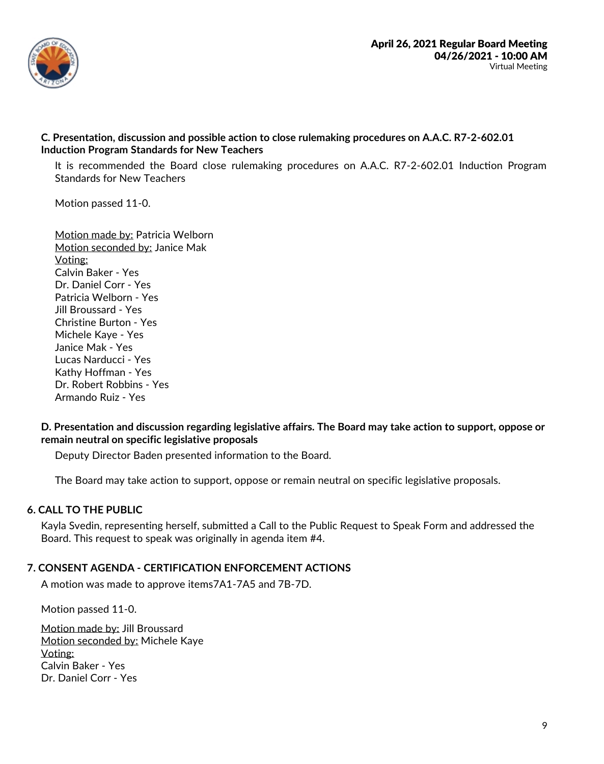**C. Presentation, discussion and possible action to close rulemaking procedures on A.A.C. R7-2-602.01 Induction Program Standards for New Teachers**

It is recommended the Board close rulemaking procedures on A.A.C. R7-2-602.01 Induction Program Standards for New Teachers

Motion passed 11-0.

Motion made by: Patricia Welborn
Motion seconded by: Janice Mak
Voting:
Calvin Baker - Yes
Dr. Daniel Corr - Yes
Patricia Welborn - Yes
Jill Broussard - Yes
Christine Burton - Yes
Michele Kaye - Yes
Janice Mak - Yes
Lucas Narducci - Yes
Kathy Hoffman - Yes
Dr. Robert Robbins - Yes
Armando Ruiz - Yes

**D. Presentation and discussion regarding legislative affairs. The Board may take action to support, oppose or remain neutral on specific legislative proposals**

Deputy Director Baden presented information to the Board.

The Board may take action to support, oppose or remain neutral on specific legislative proposals.

## 6. CALL TO THE PUBLIC

Kayla Svedin, representing herself, submitted a Call to the Public Request to Speak Form and addressed the Board. This request to speak was originally in agenda item #4.

## 7. CONSENT AGENDA - CERTIFICATION ENFORCEMENT ACTIONS

A motion was made to approve items7A1-7A5 and 7B-7D.

Motion passed 11-0.

Motion made by: Jill Broussard
Motion seconded by: Michele Kaye
Voting:
Calvin Baker - Yes
Dr. Daniel Corr - Yes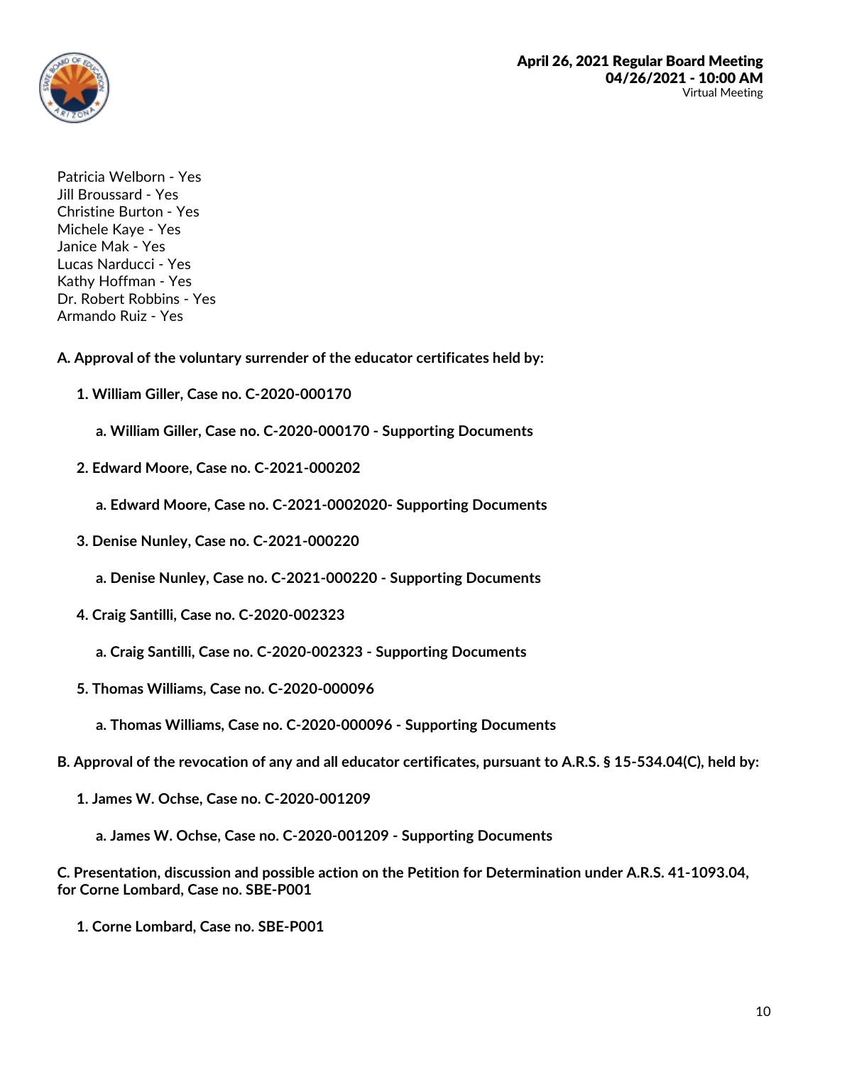Patricia Welborn - Yes
Jill Broussard - Yes
Christine Burton - Yes
Michele Kaye - Yes
Janice Mak - Yes
Lucas Narducci - Yes
Kathy Hoffman - Yes
Dr. Robert Robbins - Yes
Armando Ruiz - Yes

**A. Approval of the voluntary surrender of the educator certificates held by:**

1. **William Giller, Case no. C-2020-000170**
   a. **William Giller, Case no. C-2020-000170 - Supporting Documents**
2. **Edward Moore, Case no. C-2021-000202**
   a. **Edward Moore, Case no. C-2021-0002020- Supporting Documents**
3. **Denise Nunley, Case no. C-2021-000220**
   a. **Denise Nunley, Case no. C-2021-000220 - Supporting Documents**
4. **Craig Santilli, Case no. C-2020-002323**
   a. **Craig Santilli, Case no. C-2020-002323 - Supporting Documents**
5. **Thomas Williams, Case no. C-2020-000096**
   a. **Thomas Williams, Case no. C-2020-000096 - Supporting Documents**

**B. Approval of the revocation of any and all educator certificates, pursuant to A.R.S. § 15-534.04(C), held by:**

1. **James W. Ochse, Case no. C-2020-001209**
   a. **James W. Ochse, Case no. C-2020-001209 - Supporting Documents**

**C. Presentation, discussion and possible action on the Petition for Determination under A.R.S. 41-1093.04, for Corne Lombard, Case no. SBE-P001**

1. **Corne Lombard, Case no. SBE-P001**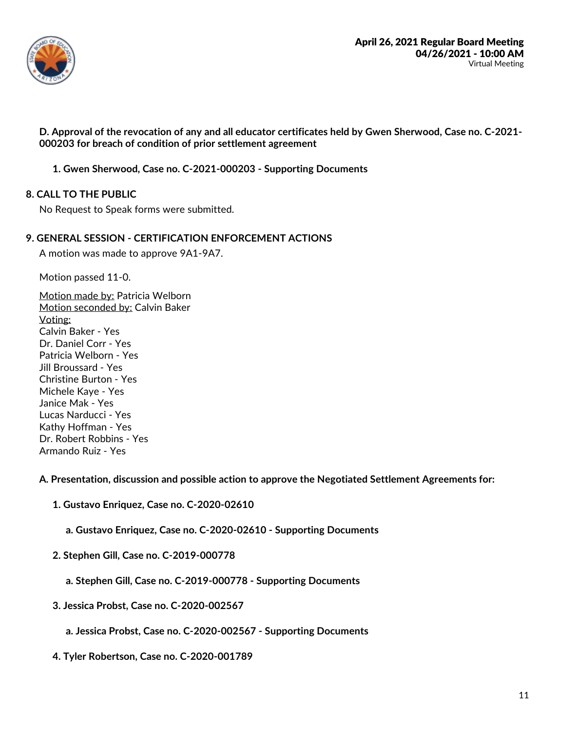**D. Approval of the revocation of any and all educator certificates held by Gwen Sherwood, Case no. C-2021-000203 for breach of condition of prior settlement agreement**

**1. Gwen Sherwood, Case no. C-2021-000203 - Supporting Documents**

## 8. CALL TO THE PUBLIC

No Request to Speak forms were submitted.

## 9. GENERAL SESSION - CERTIFICATION ENFORCEMENT ACTIONS

A motion was made to approve 9A1-9A7.

Motion passed 11-0.

Motion made by: Patricia Welborn
Motion seconded by: Calvin Baker
Voting:
Calvin Baker - Yes
Dr. Daniel Corr - Yes
Patricia Welborn - Yes
Jill Broussard - Yes
Christine Burton - Yes
Michele Kaye - Yes
Janice Mak - Yes
Lucas Narducci - Yes
Kathy Hoffman - Yes
Dr. Robert Robbins - Yes
Armando Ruiz - Yes

**A. Presentation, discussion and possible action to approve the Negotiated Settlement Agreements for:**

**1. Gustavo Enriquez, Case no. C-2020-02610**

**a. Gustavo Enriquez, Case no. C-2020-02610 - Supporting Documents**

**2. Stephen Gill, Case no. C-2019-000778**

**a. Stephen Gill, Case no. C-2019-000778 - Supporting Documents**

**3. Jessica Probst, Case no. C-2020-002567**

**a. Jessica Probst, Case no. C-2020-002567 - Supporting Documents**

**4. Tyler Robertson, Case no. C-2020-001789**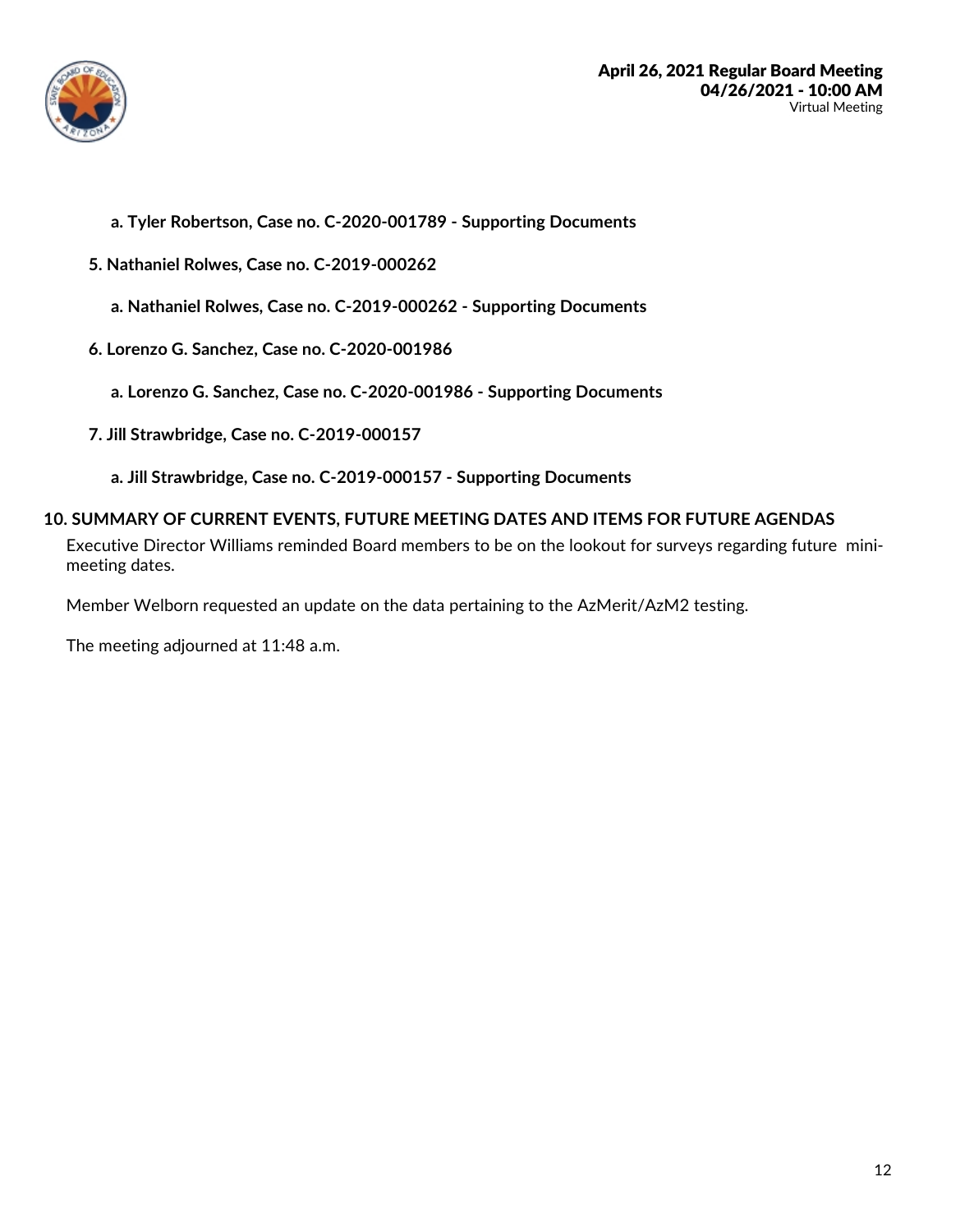a. **Tyler Robertson, Case no. C-2020-001789 - Supporting Documents**

5. **Nathaniel Rolwes, Case no. C-2019-000262**

    a. **Nathaniel Rolwes, Case no. C-2019-000262 - Supporting Documents**

6. **Lorenzo G. Sanchez, Case no. C-2020-001986**

    a. **Lorenzo G. Sanchez, Case no. C-2020-001986 - Supporting Documents**

7. **Jill Strawbridge, Case no. C-2019-000157**

    a. **Jill Strawbridge, Case no. C-2019-000157 - Supporting Documents**

## 10. SUMMARY OF CURRENT EVENTS, FUTURE MEETING DATES AND ITEMS FOR FUTURE AGENDAS

Executive Director Williams reminded Board members to be on the lookout for surveys regarding future mini-meeting dates.

Member Welborn requested an update on the data pertaining to the AzMerit/AzM2 testing.

The meeting adjourned at 11:48 a.m.